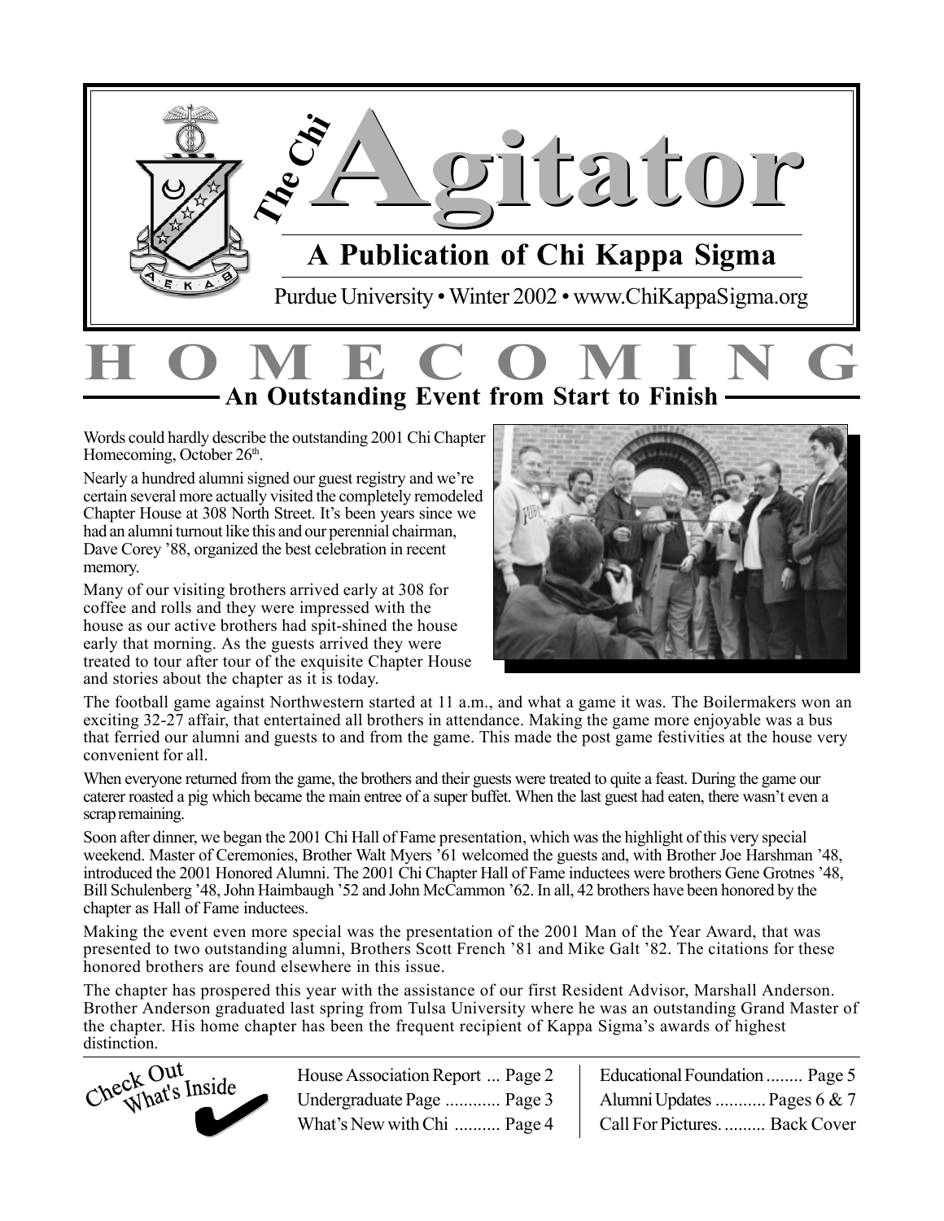# The Chi Agitator

## A Publication of Chi Kappa Sigma

Purdue University • Winter 2002 • www.ChiKappaSigma.org

# HOMECOMING

## An Outstanding Event from Start to Finish

Words could hardly describe the outstanding 2001 Chi Chapter Homecoming, October 26th.

Nearly a hundred alumni signed our guest registry and we're certain several more actually visited the completely remodeled Chapter House at 308 North Street. It's been years since we had an alumni turnout like this and our perennial chairman, Dave Corey '88, organized the best celebration in recent memory.

Many of our visiting brothers arrived early at 308 for coffee and rolls and they were impressed with the house as our active brothers had spit-shined the house early that morning. As the guests arrived they were treated to tour after tour of the exquisite Chapter House and stories about the chapter as it is today.

The football game against Northwestern started at 11 a.m., and what a game it was. The Boilermakers won an exciting 32-27 affair, that entertained all brothers in attendance. Making the game more enjoyable was a bus that ferried our alumni and guests to and from the game. This made the post game festivities at the house very convenient for all.

When everyone returned from the game, the brothers and their guests were treated to quite a feast. During the game our caterer roasted a pig which became the main entree of a super buffet. When the last guest had eaten, there wasn't even a scrap remaining.

Soon after dinner, we began the 2001 Chi Hall of Fame presentation, which was the highlight of this very special weekend. Master of Ceremonies, Brother Walt Myers '61 welcomed the guests and, with Brother Joe Harshman '48, introduced the 2001 Honored Alumni. The 2001 Chi Chapter Hall of Fame inductees were brothers Gene Grotnes '48, Bill Schulenberg '48, John Haimbaugh '52 and John McCammon '62. In all, 42 brothers have been honored by the chapter as Hall of Fame inductees.

Making the event even more special was the presentation of the 2001 Man of the Year Award, that was presented to two outstanding alumni, Brothers Scott French '81 and Mike Galt '82. The citations for these honored brothers are found elsewhere in this issue.

The chapter has prospered this year with the assistance of our first Resident Advisor, Marshall Anderson. Brother Anderson graduated last spring from Tulsa University where he was an outstanding Grand Master of the chapter. His home chapter has been the frequent recipient of Kappa Sigma's awards of highest distinction.

**Check Out What's Inside**

- House Association Report ... Page 2
- Undergraduate Page ............ Page 3
- What's New with Chi .......... Page 4
- Educational Foundation ........ Page 5
- Alumni Updates ........... Pages 6 & 7
- Call For Pictures. ......... Back Cover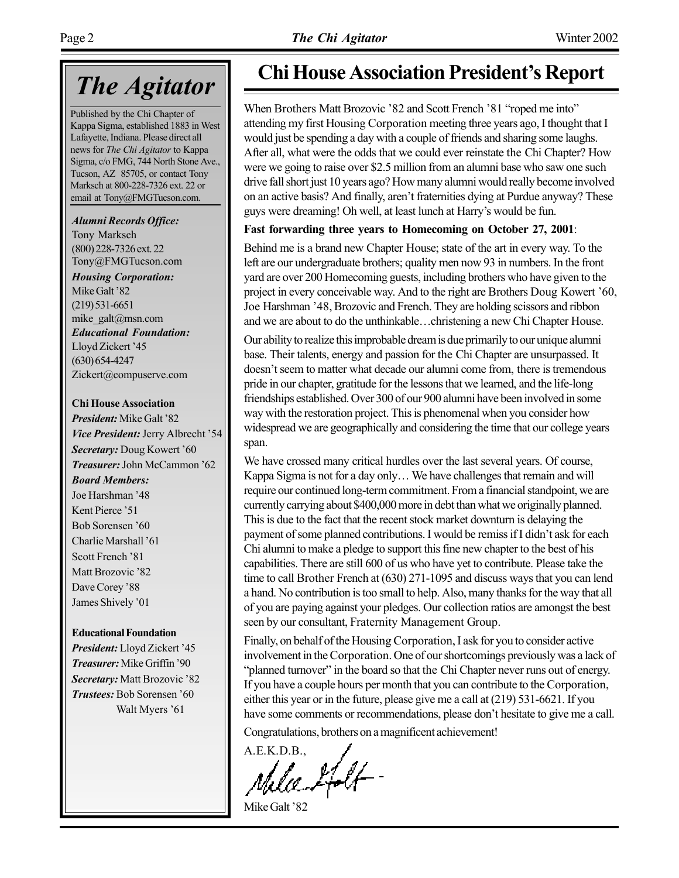# The Agitator

Published by the Chi Chapter of Kappa Sigma, established 1883 in West Lafayette, Indiana. Please direct all news for *The Chi Agitator* to Kappa Sigma, c/o FMG, 744 North Stone Ave., Tucson, AZ 85705, or contact Tony Marksch at 800-228-7326 ext. 22 or email at Tony@FMGTucson.com.

***Alumni Records Office:***
Tony Marksch
(800) 228-7326 ext. 22
Tony@FMGTucson.com

***Housing Corporation:***
Mike Galt '82
(219) 531-6651
mike_galt@msn.com

***Educational Foundation:***
Lloyd Zickert '45
(630) 654-4247
Zickert@compuserve.com

**Chi House Association**

***President:*** Mike Galt '82
***Vice President:*** Jerry Albrecht '54
***Secretary:*** Doug Kowert '60
***Treasurer:*** John McCammon '62
***Board Members:***
Joe Harshman '48
Kent Pierce '51
Bob Sorensen '60
Charlie Marshall '61
Scott French '81
Matt Brozovic '82
Dave Corey '88
James Shively '01

**Educational Foundation**

***President:*** Lloyd Zickert '45
***Treasurer:*** Mike Griffin '90
***Secretary:*** Matt Brozovic '82
***Trustees:*** Bob Sorensen '60
Walt Myers '61

## Chi House Association President's Report

When Brothers Matt Brozovic '82 and Scott French '81 "roped me into" attending my first Housing Corporation meeting three years ago, I thought that I would just be spending a day with a couple of friends and sharing some laughs. After all, what were the odds that we could ever reinstate the Chi Chapter? How were we going to raise over $2.5 million from an alumni base who saw one such drive fall short just 10 years ago? How many alumni would really become involved on an active basis? And finally, aren't fraternities dying at Purdue anyway? These guys were dreaming! Oh well, at least lunch at Harry's would be fun.

**Fast forwarding three years to Homecoming on October 27, 2001**:

Behind me is a brand new Chapter House; state of the art in every way. To the left are our undergraduate brothers; quality men now 93 in numbers. In the front yard are over 200 Homecoming guests, including brothers who have given to the project in every conceivable way. And to the right are Brothers Doug Kowert '60, Joe Harshman '48, Brozovic and French. They are holding scissors and ribbon and we are about to do the unthinkable…christening a new Chi Chapter House.

Our ability to realize this improbable dream is due primarily to our unique alumni base. Their talents, energy and passion for the Chi Chapter are unsurpassed. It doesn't seem to matter what decade our alumni come from, there is tremendous pride in our chapter, gratitude for the lessons that we learned, and the life-long friendships established. Over 300 of our 900 alumni have been involved in some way with the restoration project. This is phenomenal when you consider how widespread we are geographically and considering the time that our college years span.

We have crossed many critical hurdles over the last several years. Of course, Kappa Sigma is not for a day only… We have challenges that remain and will require our continued long-term commitment. From a financial standpoint, we are currently carrying about $400,000 more in debt than what we originally planned. This is due to the fact that the recent stock market downturn is delaying the payment of some planned contributions. I would be remiss if I didn't ask for each Chi alumni to make a pledge to support this fine new chapter to the best of his capabilities. There are still 600 of us who have yet to contribute. Please take the time to call Brother French at (630) 271-1095 and discuss ways that you can lend a hand. No contribution is too small to help. Also, many thanks for the way that all of you are paying against your pledges. Our collection ratios are amongst the best seen by our consultant, Fraternity Management Group.

Finally, on behalf of the Housing Corporation, I ask for you to consider active involvement in the Corporation. One of our shortcomings previously was a lack of "planned turnover" in the board so that the Chi Chapter never runs out of energy. If you have a couple hours per month that you can contribute to the Corporation, either this year or in the future, please give me a call at (219) 531-6621. If you have some comments or recommendations, please don't hesitate to give me a call.

Congratulations, brothers on a magnificent achievement!

A.E.K.D.B.,

Mike Galt '82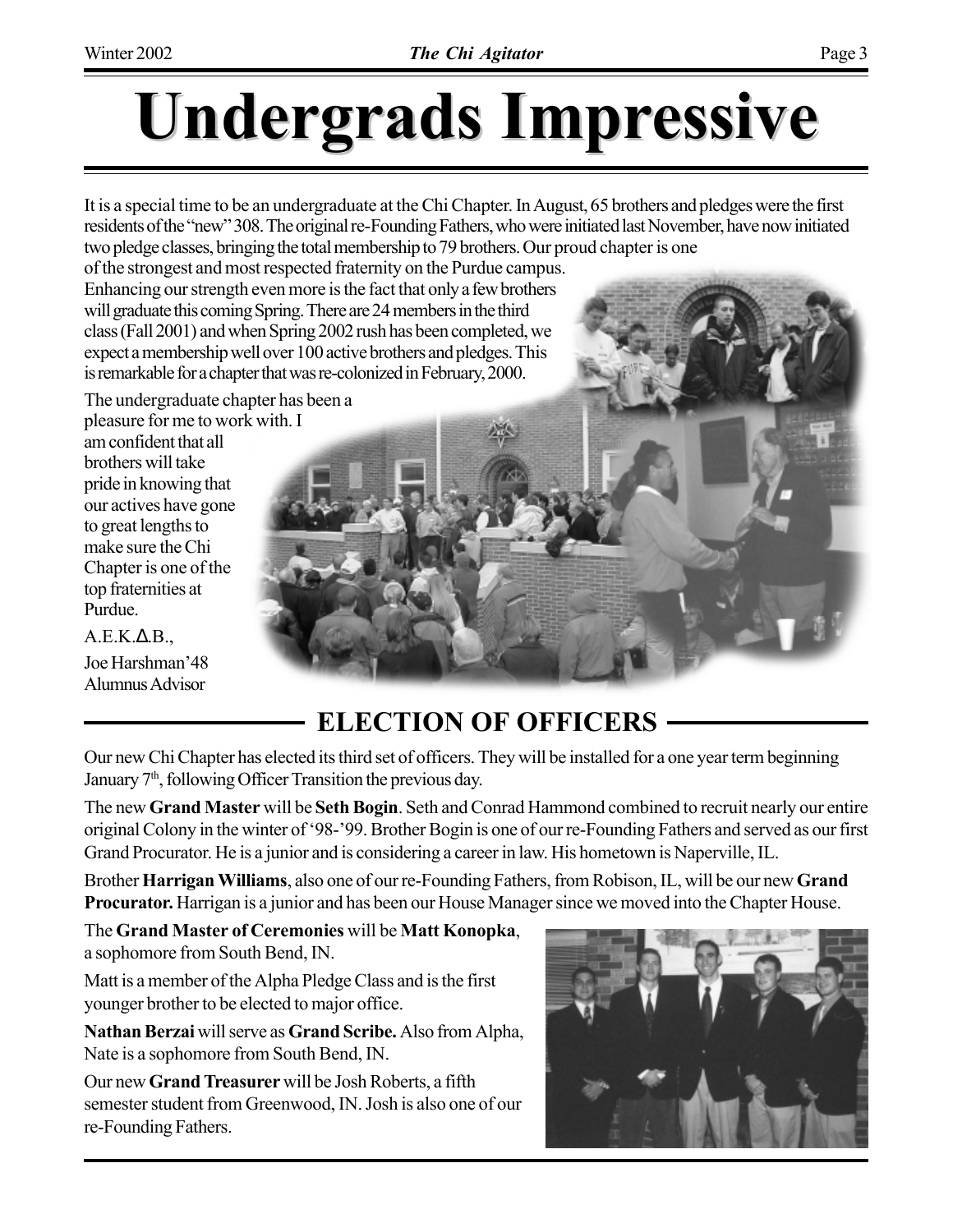// Not used

# Undergrads Impressive

It is a special time to be an undergraduate at the Chi Chapter. In August, 65 brothers and pledges were the first residents of the "new" 308. The original re-Founding Fathers, who were initiated last November, have now initiated two pledge classes, bringing the total membership to 79 brothers. Our proud chapter is one of the strongest and most respected fraternity on the Purdue campus. Enhancing our strength even more is the fact that only a few brothers will graduate this coming Spring. There are 24 members in the third class (Fall 2001) and when Spring 2002 rush has been completed, we expect a membership well over 100 active brothers and pledges. This is remarkable for a chapter that was re-colonized in February, 2000.

The undergraduate chapter has been a pleasure for me to work with. I am confident that all brothers will take pride in knowing that our actives have gone to great lengths to make sure the Chi Chapter is one of the top fraternities at Purdue.

A.E.K.Δ.B.,

Joe Harshman'48
Alumnus Advisor

## ELECTION OF OFFICERS

Our new Chi Chapter has elected its third set of officers. They will be installed for a one year term beginning January 7th, following Officer Transition the previous day.

The new **Grand Master** will be **Seth Bogin**. Seth and Conrad Hammond combined to recruit nearly our entire original Colony in the winter of '98-'99. Brother Bogin is one of our re-Founding Fathers and served as our first Grand Procurator. He is a junior and is considering a career in law. His hometown is Naperville, IL.

Brother **Harrigan Williams**, also one of our re-Founding Fathers, from Robison, IL, will be our new **Grand Procurator.** Harrigan is a junior and has been our House Manager since we moved into the Chapter House.

The **Grand Master of Ceremonies** will be **Matt Konopka**, a sophomore from South Bend, IN.

Matt is a member of the Alpha Pledge Class and is the first younger brother to be elected to major office.

**Nathan Berzai** will serve as **Grand Scribe.** Also from Alpha, Nate is a sophomore from South Bend, IN.

Our new **Grand Treasurer** will be Josh Roberts, a fifth semester student from Greenwood, IN. Josh is also one of our re-Founding Fathers.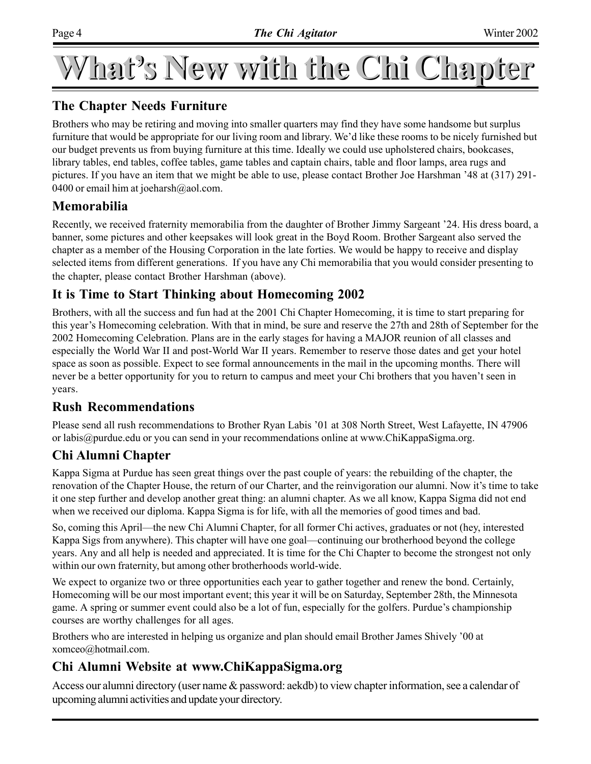# What's New with the Chi Chapter

## The Chapter Needs Furniture

Brothers who may be retiring and moving into smaller quarters may find they have some handsome but surplus furniture that would be appropriate for our living room and library. We'd like these rooms to be nicely furnished but our budget prevents us from buying furniture at this time. Ideally we could use upholstered chairs, bookcases, library tables, end tables, coffee tables, game tables and captain chairs, table and floor lamps, area rugs and pictures. If you have an item that we might be able to use, please contact Brother Joe Harshman '48 at (317) 291-0400 or email him at joeharsh@aol.com.

## Memorabilia

Recently, we received fraternity memorabilia from the daughter of Brother Jimmy Sargeant '24. His dress board, a banner, some pictures and other keepsakes will look great in the Boyd Room. Brother Sargeant also served the chapter as a member of the Housing Corporation in the late forties. We would be happy to receive and display selected items from different generations. If you have any Chi memorabilia that you would consider presenting to the chapter, please contact Brother Harshman (above).

## It is Time to Start Thinking about Homecoming 2002

Brothers, with all the success and fun had at the 2001 Chi Chapter Homecoming, it is time to start preparing for this year's Homecoming celebration. With that in mind, be sure and reserve the 27th and 28th of September for the 2002 Homecoming Celebration. Plans are in the early stages for having a MAJOR reunion of all classes and especially the World War II and post-World War II years. Remember to reserve those dates and get your hotel space as soon as possible. Expect to see formal announcements in the mail in the upcoming months. There will never be a better opportunity for you to return to campus and meet your Chi brothers that you haven't seen in years.

## Rush Recommendations

Please send all rush recommendations to Brother Ryan Labis '01 at 308 North Street, West Lafayette, IN 47906 or labis@purdue.edu or you can send in your recommendations online at www.ChiKappaSigma.org.

## Chi Alumni Chapter

Kappa Sigma at Purdue has seen great things over the past couple of years: the rebuilding of the chapter, the renovation of the Chapter House, the return of our Charter, and the reinvigoration our alumni. Now it's time to take it one step further and develop another great thing: an alumni chapter. As we all know, Kappa Sigma did not end when we received our diploma. Kappa Sigma is for life, with all the memories of good times and bad.

So, coming this April—the new Chi Alumni Chapter, for all former Chi actives, graduates or not (hey, interested Kappa Sigs from anywhere). This chapter will have one goal—continuing our brotherhood beyond the college years. Any and all help is needed and appreciated. It is time for the Chi Chapter to become the strongest not only within our own fraternity, but among other brotherhoods world-wide.

We expect to organize two or three opportunities each year to gather together and renew the bond. Certainly, Homecoming will be our most important event; this year it will be on Saturday, September 28th, the Minnesota game. A spring or summer event could also be a lot of fun, especially for the golfers. Purdue's championship courses are worthy challenges for all ages.

Brothers who are interested in helping us organize and plan should email Brother James Shively '00 at xomceo@hotmail.com.

## Chi Alumni Website at www.ChiKappaSigma.org

Access our alumni directory (user name & password: aekdb) to view chapter information, see a calendar of upcoming alumni activities and update your directory.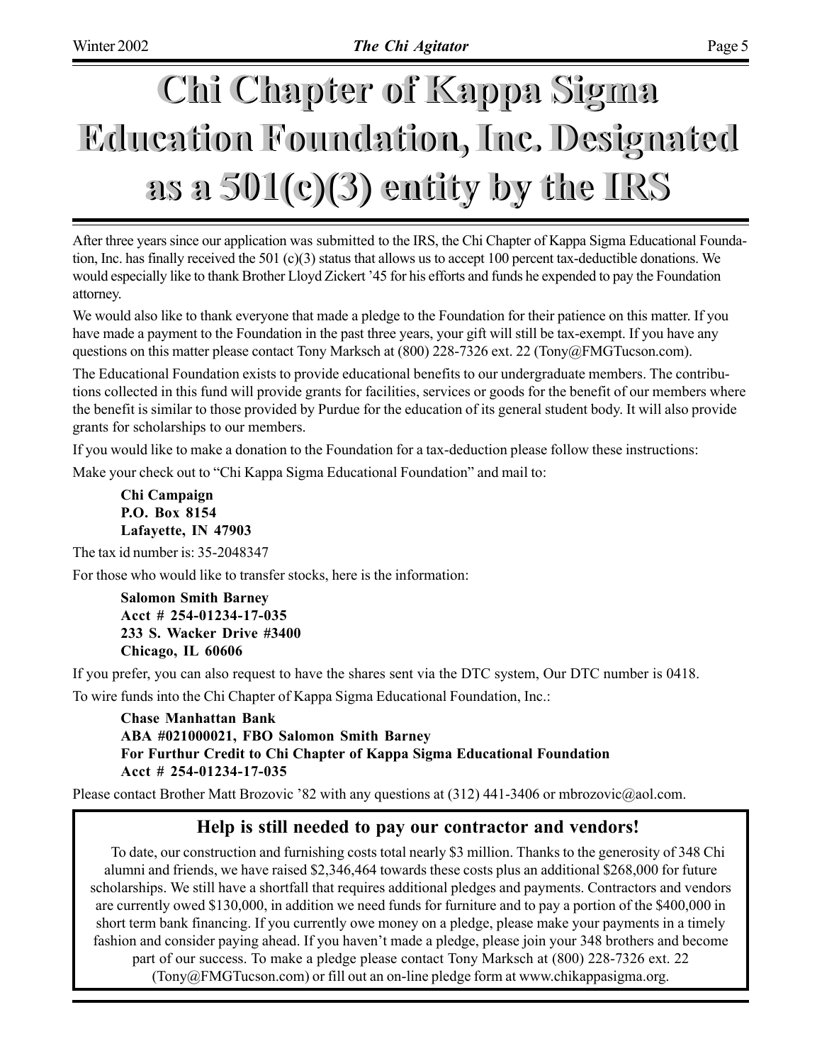# Chi Chapter of Kappa Sigma Education Foundation, Inc. Designated as a 501(c)(3) entity by the IRS

After three years since our application was submitted to the IRS, the Chi Chapter of Kappa Sigma Educational Foundation, Inc. has finally received the 501 (c)(3) status that allows us to accept 100 percent tax-deductible donations. We would especially like to thank Brother Lloyd Zickert '45 for his efforts and funds he expended to pay the Foundation attorney.

We would also like to thank everyone that made a pledge to the Foundation for their patience on this matter. If you have made a payment to the Foundation in the past three years, your gift will still be tax-exempt. If you have any questions on this matter please contact Tony Marksch at (800) 228-7326 ext. 22 (Tony@FMGTucson.com).

The Educational Foundation exists to provide educational benefits to our undergraduate members. The contributions collected in this fund will provide grants for facilities, services or goods for the benefit of our members where the benefit is similar to those provided by Purdue for the education of its general student body. It will also provide grants for scholarships to our members.

If you would like to make a donation to the Foundation for a tax-deduction please follow these instructions:

Make your check out to "Chi Kappa Sigma Educational Foundation" and mail to:

**Chi Campaign**
**P.O. Box 8154**
**Lafayette, IN 47903**

The tax id number is: 35-2048347

For those who would like to transfer stocks, here is the information:

**Salomon Smith Barney**
**Acct # 254-01234-17-035**
**233 S. Wacker Drive #3400**
**Chicago, IL 60606**

If you prefer, you can also request to have the shares sent via the DTC system, Our DTC number is 0418.

To wire funds into the Chi Chapter of Kappa Sigma Educational Foundation, Inc.:

**Chase Manhattan Bank**
**ABA #021000021, FBO Salomon Smith Barney**
**For Furthur Credit to Chi Chapter of Kappa Sigma Educational Foundation**
**Acct # 254-01234-17-035**

Please contact Brother Matt Brozovic '82 with any questions at (312) 441-3406 or mbrozovic@aol.com.

## Help is still needed to pay our contractor and vendors!

To date, our construction and furnishing costs total nearly $3 million. Thanks to the generosity of 348 Chi alumni and friends, we have raised $2,346,464 towards these costs plus an additional $268,000 for future scholarships. We still have a shortfall that requires additional pledges and payments. Contractors and vendors are currently owed $130,000, in addition we need funds for furniture and to pay a portion of the $400,000 in short term bank financing. If you currently owe money on a pledge, please make your payments in a timely fashion and consider paying ahead. If you haven't made a pledge, please join your 348 brothers and become part of our success. To make a pledge please contact Tony Marksch at (800) 228-7326 ext. 22 (Tony@FMGTucson.com) or fill out an on-line pledge form at www.chikappasigma.org.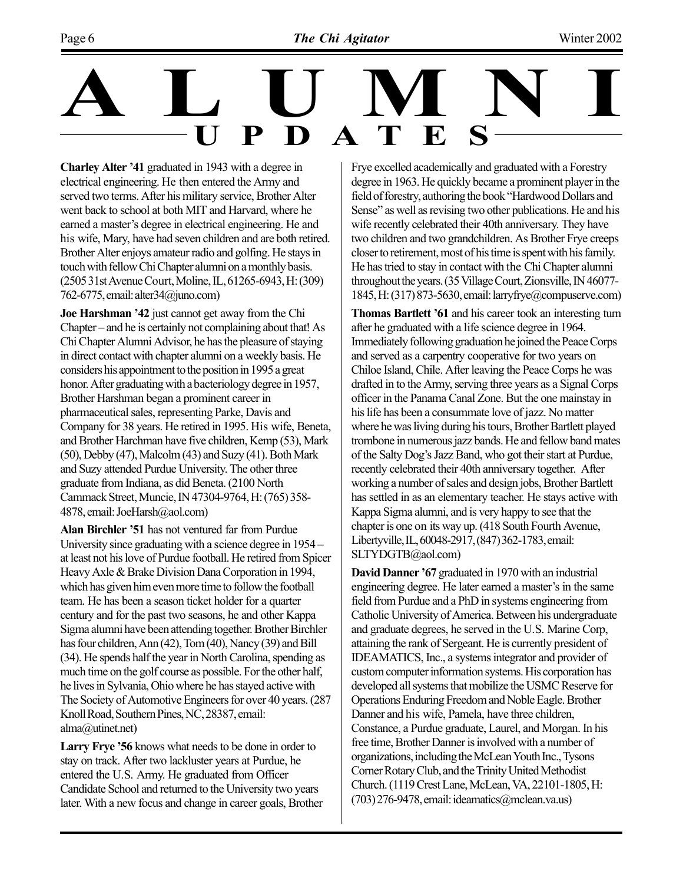# ALUMNI UPDATES

**Charley Alter '41** graduated in 1943 with a degree in electrical engineering. He then entered the Army and served two terms. After his military service, Brother Alter went back to school at both MIT and Harvard, where he earned a master's degree in electrical engineering. He and his wife, Mary, have had seven children and are both retired. Brother Alter enjoys amateur radio and golfing. He stays in touch with fellow Chi Chapter alumni on a monthly basis. (2505 31st Avenue Court, Moline, IL, 61265-6943, H: (309) 762-6775, email: alter34@juno.com)

**Joe Harshman '42** just cannot get away from the Chi Chapter – and he is certainly not complaining about that! As Chi Chapter Alumni Advisor, he has the pleasure of staying in direct contact with chapter alumni on a weekly basis. He considers his appointment to the position in 1995 a great honor. After graduating with a bacteriology degree in 1957, Brother Harshman began a prominent career in pharmaceutical sales, representing Parke, Davis and Company for 38 years. He retired in 1995. His wife, Beneta, and Brother Harchman have five children, Kemp (53), Mark (50), Debby (47), Malcolm (43) and Suzy (41). Both Mark and Suzy attended Purdue University. The other three graduate from Indiana, as did Beneta. (2100 North Cammack Street, Muncie, IN 47304-9764, H: (765) 358-4878, email: JoeHarsh@aol.com)

**Alan Birchler '51** has not ventured far from Purdue University since graduating with a science degree in 1954 – at least not his love of Purdue football. He retired from Spicer Heavy Axle & Brake Division Dana Corporation in 1994, which has given him even more time to follow the football team. He has been a season ticket holder for a quarter century and for the past two seasons, he and other Kappa Sigma alumni have been attending together. Brother Birchler has four children, Ann (42), Tom (40), Nancy (39) and Bill (34). He spends half the year in North Carolina, spending as much time on the golf course as possible. For the other half, he lives in Sylvania, Ohio where he has stayed active with The Society of Automotive Engineers for over 40 years. (287 Knoll Road, Southern Pines, NC, 28387, email: alma@utinet.net)

**Larry Frye '56** knows what needs to be done in order to stay on track. After two lackluster years at Purdue, he entered the U.S. Army. He graduated from Officer Candidate School and returned to the University two years later. With a new focus and change in career goals, Brother Frye excelled academically and graduated with a Forestry degree in 1963. He quickly became a prominent player in the field of forestry, authoring the book "Hardwood Dollars and Sense" as well as revising two other publications. He and his wife recently celebrated their 40th anniversary. They have two children and two grandchildren. As Brother Frye creeps closer to retirement, most of his time is spent with his family. He has tried to stay in contact with the Chi Chapter alumni throughout the years. (35 Village Court, Zionsville, IN 46077-1845, H: (317) 873-5630, email: larryfrye@compuserve.com)

**Thomas Bartlett '61** and his career took an interesting turn after he graduated with a life science degree in 1964. Immediately following graduation he joined the Peace Corps and served as a carpentry cooperative for two years on Chiloe Island, Chile. After leaving the Peace Corps he was drafted in to the Army, serving three years as a Signal Corps officer in the Panama Canal Zone. But the one mainstay in his life has been a consummate love of jazz. No matter where he was living during his tours, Brother Bartlett played trombone in numerous jazz bands. He and fellow band mates of the Salty Dog's Jazz Band, who got their start at Purdue, recently celebrated their 40th anniversary together. After working a number of sales and design jobs, Brother Bartlett has settled in as an elementary teacher. He stays active with Kappa Sigma alumni, and is very happy to see that the chapter is one on its way up. (418 South Fourth Avenue, Libertyville, IL, 60048-2917, (847) 362-1783, email: SLTYDGTB@aol.com)

**David Danner '67** graduated in 1970 with an industrial engineering degree. He later earned a master's in the same field from Purdue and a PhD in systems engineering from Catholic University of America. Between his undergraduate and graduate degrees, he served in the U.S. Marine Corp, attaining the rank of Sergeant. He is currently president of IDEAMATICS, Inc., a systems integrator and provider of custom computer information systems. His corporation has developed all systems that mobilize the USMC Reserve for Operations Enduring Freedom and Noble Eagle. Brother Danner and his wife, Pamela, have three children, Constance, a Purdue graduate, Laurel, and Morgan. In his free time, Brother Danner is involved with a number of organizations, including the McLean Youth Inc., Tysons Corner Rotary Club, and the Trinity United Methodist Church. (1119 Crest Lane, McLean, VA, 22101-1805, H: (703) 276-9478, email: ideamatics@mclean.va.us)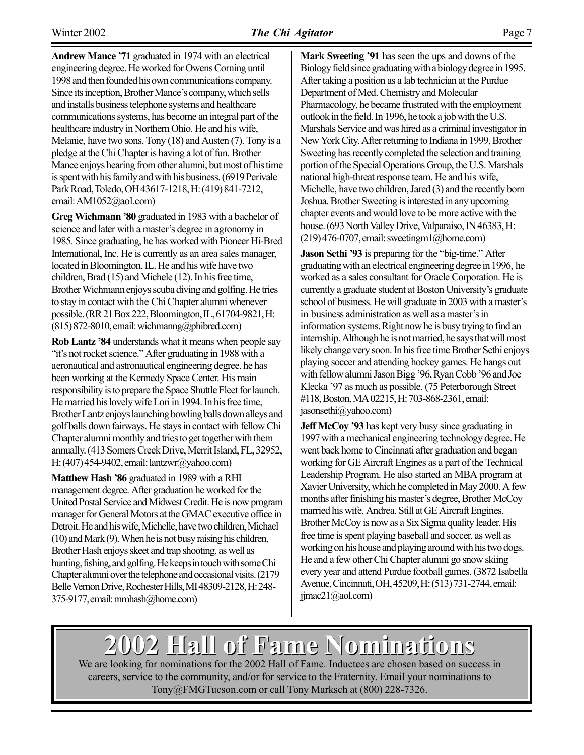**Andrew Mance '71** graduated in 1974 with an electrical engineering degree. He worked for Owens Corning until 1998 and then founded his own communications company. Since its inception, Brother Mance's company, which sells and installs business telephone systems and healthcare communications systems, has become an integral part of the healthcare industry in Northern Ohio. He and his wife, Melanie, have two sons, Tony (18) and Austen (7). Tony is a pledge at the Chi Chapter is having a lot of fun. Brother Mance enjoys hearing from other alumni, but most of his time is spent with his family and with his business. (6919 Perivale Park Road, Toledo, OH 43617-1218, H: (419) 841-7212, email: AM1052@aol.com)

**Greg Wichmann '80** graduated in 1983 with a bachelor of science and later with a master's degree in agronomy in 1985. Since graduating, he has worked with Pioneer Hi-Bred International, Inc. He is currently as an area sales manager, located in Bloomington, IL. He and his wife have two children, Brad (15) and Michele (12). In his free time, Brother Wichmann enjoys scuba diving and golfing. He tries to stay in contact with the Chi Chapter alumni whenever possible. (RR 21 Box 222, Bloomington, IL, 61704-9821, H: (815) 872-8010, email: wichmanng@phibred.com)

**Rob Lantz '84** understands what it means when people say "it's not rocket science." After graduating in 1988 with a aeronautical and astronautical engineering degree, he has been working at the Kennedy Space Center. His main responsibility is to prepare the Space Shuttle Fleet for launch. He married his lovely wife Lori in 1994. In his free time, Brother Lantz enjoys launching bowling balls down alleys and golf balls down fairways. He stays in contact with fellow Chi Chapter alumni monthly and tries to get together with them annually. (413 Somers Creek Drive, Merrit Island, FL, 32952, H: (407) 454-9402, email: lantzwr@yahoo.com)

**Matthew Hash '86** graduated in 1989 with a RHI management degree. After graduation he worked for the United Postal Service and Midwest Credit. He is now program manager for General Motors at the GMAC executive office in Detroit. He and his wife, Michelle, have two children, Michael (10) and Mark (9). When he is not busy raising his children, Brother Hash enjoys skeet and trap shooting, as well as hunting, fishing, and golfing. He keeps in touch with some Chi Chapter alumni over the telephone and occasional visits. (2179 Belle Vernon Drive, Rochester Hills, MI 48309-2128, H: 248-375-9177, email: mmhash@home.com)

**Mark Sweeting '91** has seen the ups and downs of the Biology field since graduating with a biology degree in 1995. After taking a position as a lab technician at the Purdue Department of Med. Chemistry and Molecular Pharmacology, he became frustrated with the employment outlook in the field. In 1996, he took a job with the U.S. Marshals Service and was hired as a criminal investigator in New York City. After returning to Indiana in 1999, Brother Sweeting has recently completed the selection and training portion of the Special Operations Group, the U.S. Marshals national high-threat response team. He and his wife, Michelle, have two children, Jared (3) and the recently born Joshua. Brother Sweeting is interested in any upcoming chapter events and would love to be more active with the house. (693 North Valley Drive, Valparaiso, IN 46383, H: (219) 476-0707, email: sweetingm1@home.com)

**Jason Sethi '93** is preparing for the "big-time." After graduating with an electrical engineering degree in 1996, he worked as a sales consultant for Oracle Corporation. He is currently a graduate student at Boston University's graduate school of business. He will graduate in 2003 with a master's in business administration as well as a master's in information systems. Right now he is busy trying to find an internship. Although he is not married, he says that will most likely change very soon. In his free time Brother Sethi enjoys playing soccer and attending hockey games. He hangs out with fellow alumni Jason Bigg '96, Ryan Cobb '96 and Joe Klecka '97 as much as possible. (75 Peterborough Street #118, Boston, MA 02215, H: 703-868-2361, email: jasonsethi@yahoo.com)

**Jeff McCoy '93** has kept very busy since graduating in 1997 with a mechanical engineering technology degree. He went back home to Cincinnati after graduation and began working for GE Aircraft Engines as a part of the Technical Leadership Program. He also started an MBA program at Xavier University, which he completed in May 2000. A few months after finishing his master's degree, Brother McCoy married his wife, Andrea. Still at GE Aircraft Engines, Brother McCoy is now as a Six Sigma quality leader. His free time is spent playing baseball and soccer, as well as working on his house and playing around with his two dogs. He and a few other Chi Chapter alumni go snow skiing every year and attend Purdue football games. (3872 Isabella Avenue, Cincinnati, OH, 45209, H: (513) 731-2744, email: jjmac21@aol.com)

# 2002 Hall of Fame Nominations

We are looking for nominations for the 2002 Hall of Fame. Inductees are chosen based on success in careers, service to the community, and/or for service to the Fraternity. Email your nominations to Tony@FMGTucson.com or call Tony Marksch at (800) 228-7326.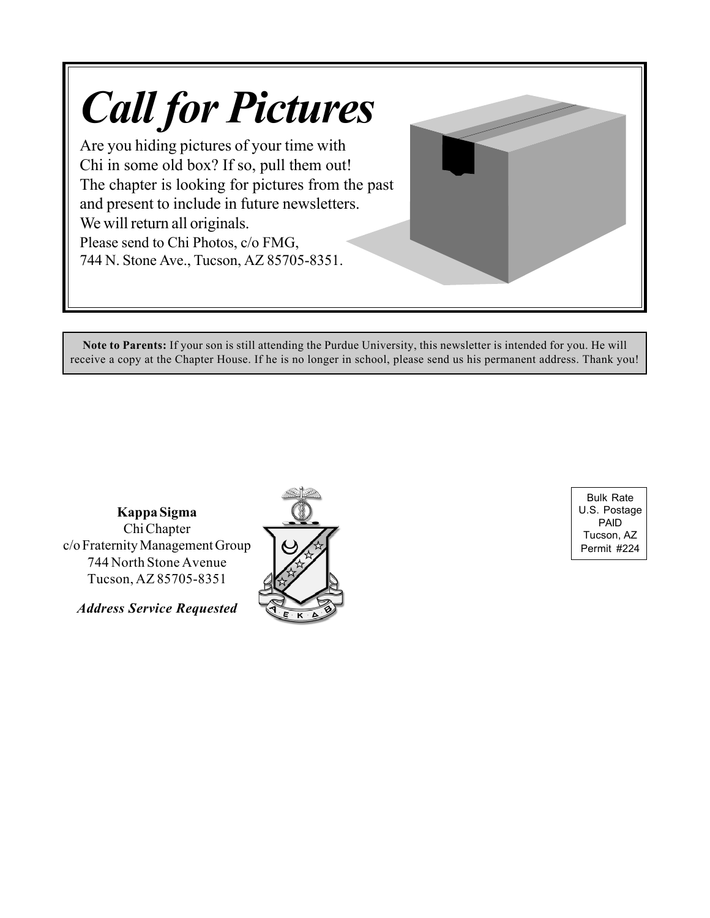# *Call for Pictures*

Are you hiding pictures of your time with Chi in some old box? If so, pull them out! The chapter is looking for pictures from the past and present to include in future newsletters. We will return all originals.
Please send to Chi Photos, c/o FMG, 744 N. Stone Ave., Tucson, AZ 85705-8351.

**Note to Parents:** If your son is still attending the Purdue University, this newsletter is intended for you. He will receive a copy at the Chapter House. If he is no longer in school, please send us his permanent address. Thank you!

**Kappa Sigma**
Chi Chapter
c/o Fraternity Management Group
744 North Stone Avenue
Tucson, AZ 85705-8351

***Address Service Requested***

A E K Δ B

Bulk Rate
U.S. Postage
PAID
Tucson, AZ
Permit #224